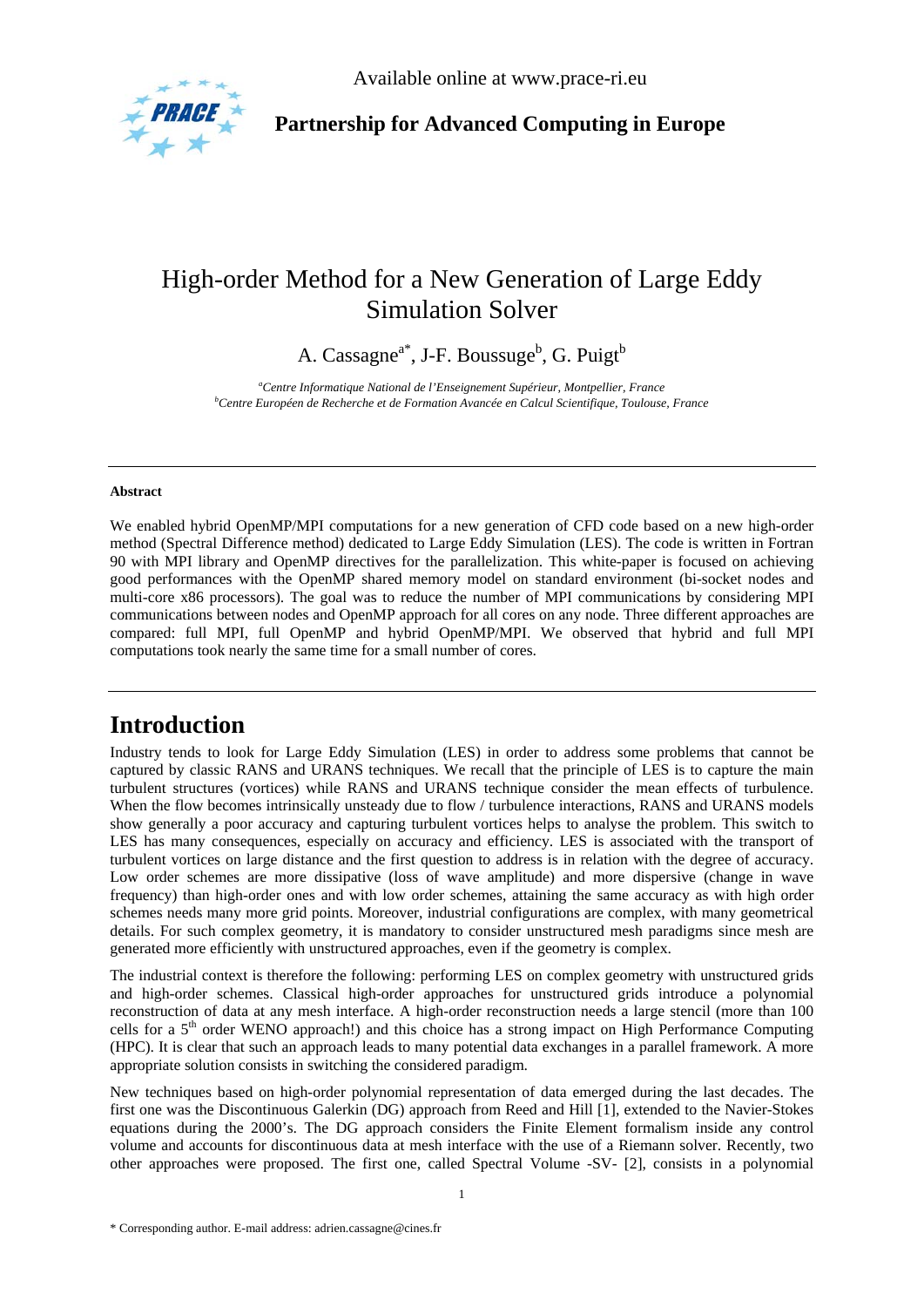Available online at www.prace-ri.eu

**Partnership for Advanced Computing in Europe**

# High-order Method for a New Generation of Large Eddy Simulation Solver

A. Cassagne[a*], J-F. Boussuge[b], G. Puigt[b]

*[a]Centre Informatique National de l'Enseignement Supérieur, Montpellier, France*
*[b]Centre Européen de Recherche et de Formation Avancée en Calcul Scientifique, Toulouse, France*

---

**Abstract**

We enabled hybrid OpenMP/MPI computations for a new generation of CFD code based on a new high-order method (Spectral Difference method) dedicated to Large Eddy Simulation (LES). The code is written in Fortran 90 with MPI library and OpenMP directives for the parallelization. This white-paper is focused on achieving good performances with the OpenMP shared memory model on standard environment (bi-socket nodes and multi-core x86 processors). The goal was to reduce the number of MPI communications by considering MPI communications between nodes and OpenMP approach for all cores on any node. Three different approaches are compared: full MPI, full OpenMP and hybrid OpenMP/MPI. We observed that hybrid and full MPI computations took nearly the same time for a small number of cores.

---

## Introduction

Industry tends to look for Large Eddy Simulation (LES) in order to address some problems that cannot be captured by classic RANS and URANS techniques. We recall that the principle of LES is to capture the main turbulent structures (vortices) while RANS and URANS technique consider the mean effects of turbulence. When the flow becomes intrinsically unsteady due to flow / turbulence interactions, RANS and URANS models show generally a poor accuracy and capturing turbulent vortices helps to analyse the problem. This switch to LES has many consequences, especially on accuracy and efficiency. LES is associated with the transport of turbulent vortices on large distance and the first question to address is in relation with the degree of accuracy. Low order schemes are more dissipative (loss of wave amplitude) and more dispersive (change in wave frequency) than high-order ones and with low order schemes, attaining the same accuracy as with high order schemes needs many more grid points. Moreover, industrial configurations are complex, with many geometrical details. For such complex geometry, it is mandatory to consider unstructured mesh paradigms since mesh are generated more efficiently with unstructured approaches, even if the geometry is complex.

The industrial context is therefore the following: performing LES on complex geometry with unstructured grids and high-order schemes. Classical high-order approaches for unstructured grids introduce a polynomial reconstruction of data at any mesh interface. A high-order reconstruction needs a large stencil (more than 100 cells for a 5$^{th}$ order WENO approach!) and this choice has a strong impact on High Performance Computing (HPC). It is clear that such an approach leads to many potential data exchanges in a parallel framework. A more appropriate solution consists in switching the considered paradigm.

New techniques based on high-order polynomial representation of data emerged during the last decades. The first one was the Discontinuous Galerkin (DG) approach from Reed and Hill [1], extended to the Navier-Stokes equations during the 2000's. The DG approach considers the Finite Element formalism inside any control volume and accounts for discontinuous data at mesh interface with the use of a Riemann solver. Recently, two other approaches were proposed. The first one, called Spectral Volume -SV- [2], consists in a polynomial

\* Corresponding author. E-mail address: adrien.cassagne@cines.fr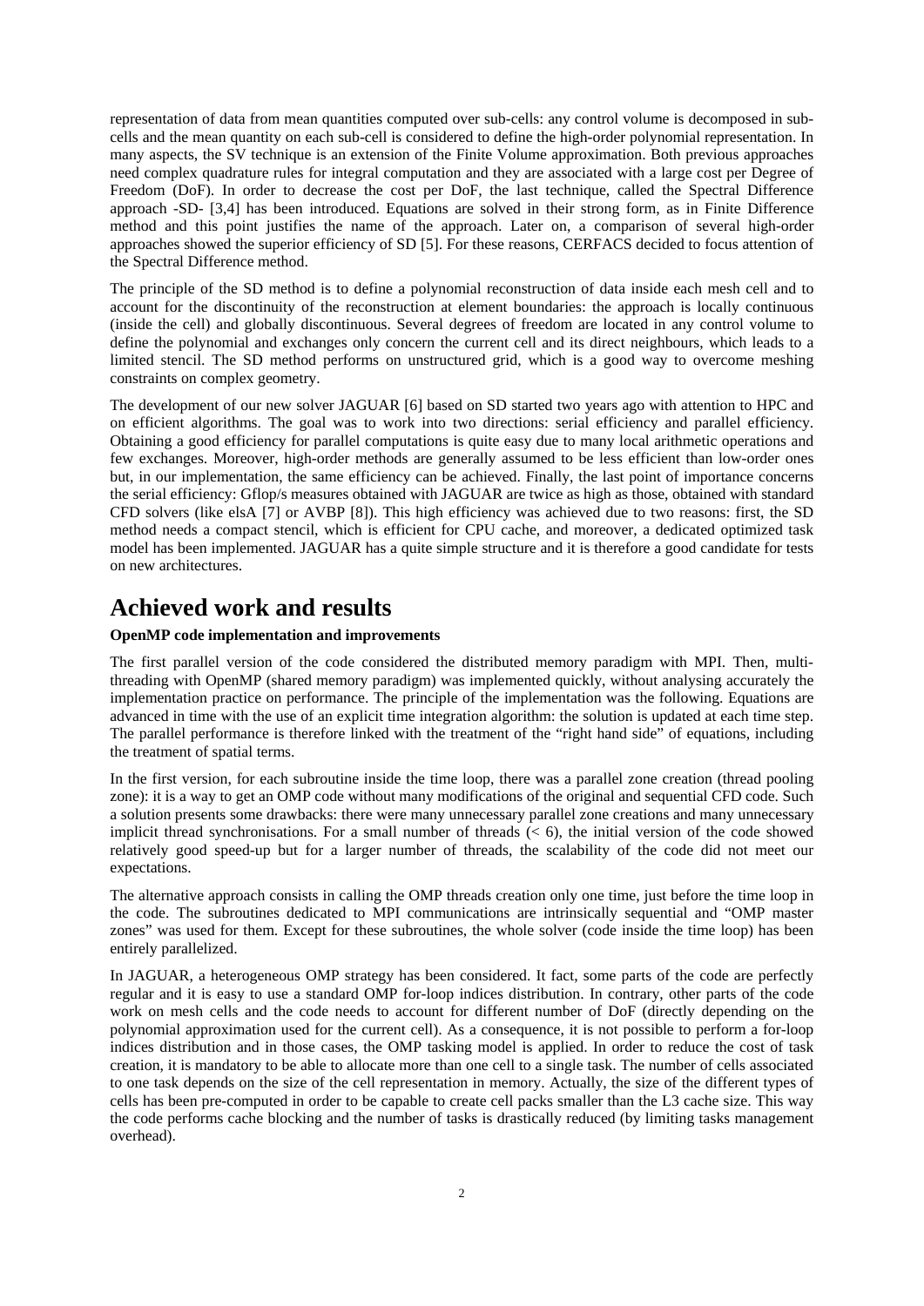representation of data from mean quantities computed over sub-cells: any control volume is decomposed in sub-cells and the mean quantity on each sub-cell is considered to define the high-order polynomial representation. In many aspects, the SV technique is an extension of the Finite Volume approximation. Both previous approaches need complex quadrature rules for integral computation and they are associated with a large cost per Degree of Freedom (DoF). In order to decrease the cost per DoF, the last technique, called the Spectral Difference approach -SD- [3,4] has been introduced. Equations are solved in their strong form, as in Finite Difference method and this point justifies the name of the approach. Later on, a comparison of several high-order approaches showed the superior efficiency of SD [5]. For these reasons, CERFACS decided to focus attention of the Spectral Difference method.

The principle of the SD method is to define a polynomial reconstruction of data inside each mesh cell and to account for the discontinuity of the reconstruction at element boundaries: the approach is locally continuous (inside the cell) and globally discontinuous. Several degrees of freedom are located in any control volume to define the polynomial and exchanges only concern the current cell and its direct neighbours, which leads to a limited stencil. The SD method performs on unstructured grid, which is a good way to overcome meshing constraints on complex geometry.

The development of our new solver JAGUAR [6] based on SD started two years ago with attention to HPC and on efficient algorithms. The goal was to work into two directions: serial efficiency and parallel efficiency. Obtaining a good efficiency for parallel computations is quite easy due to many local arithmetic operations and few exchanges. Moreover, high-order methods are generally assumed to be less efficient than low-order ones but, in our implementation, the same efficiency can be achieved. Finally, the last point of importance concerns the serial efficiency: Gflop/s measures obtained with JAGUAR are twice as high as those, obtained with standard CFD solvers (like elsA [7] or AVBP [8]). This high efficiency was achieved due to two reasons: first, the SD method needs a compact stencil, which is efficient for CPU cache, and moreover, a dedicated optimized task model has been implemented. JAGUAR has a quite simple structure and it is therefore a good candidate for tests on new architectures.

# Achieved work and results

**OpenMP code implementation and improvements**

The first parallel version of the code considered the distributed memory paradigm with MPI. Then, multi-threading with OpenMP (shared memory paradigm) was implemented quickly, without analysing accurately the implementation practice on performance. The principle of the implementation was the following. Equations are advanced in time with the use of an explicit time integration algorithm: the solution is updated at each time step. The parallel performance is therefore linked with the treatment of the "right hand side" of equations, including the treatment of spatial terms.

In the first version, for each subroutine inside the time loop, there was a parallel zone creation (thread pooling zone): it is a way to get an OMP code without many modifications of the original and sequential CFD code. Such a solution presents some drawbacks: there were many unnecessary parallel zone creations and many unnecessary implicit thread synchronisations. For a small number of threads (< 6), the initial version of the code showed relatively good speed-up but for a larger number of threads, the scalability of the code did not meet our expectations.

The alternative approach consists in calling the OMP threads creation only one time, just before the time loop in the code. The subroutines dedicated to MPI communications are intrinsically sequential and "OMP master zones" was used for them. Except for these subroutines, the whole solver (code inside the time loop) has been entirely parallelized.

In JAGUAR, a heterogeneous OMP strategy has been considered. It fact, some parts of the code are perfectly regular and it is easy to use a standard OMP for-loop indices distribution. In contrary, other parts of the code work on mesh cells and the code needs to account for different number of DoF (directly depending on the polynomial approximation used for the current cell). As a consequence, it is not possible to perform a for-loop indices distribution and in those cases, the OMP tasking model is applied. In order to reduce the cost of task creation, it is mandatory to be able to allocate more than one cell to a single task. The number of cells associated to one task depends on the size of the cell representation in memory. Actually, the size of the different types of cells has been pre-computed in order to be capable to create cell packs smaller than the L3 cache size. This way the code performs cache blocking and the number of tasks is drastically reduced (by limiting tasks management overhead).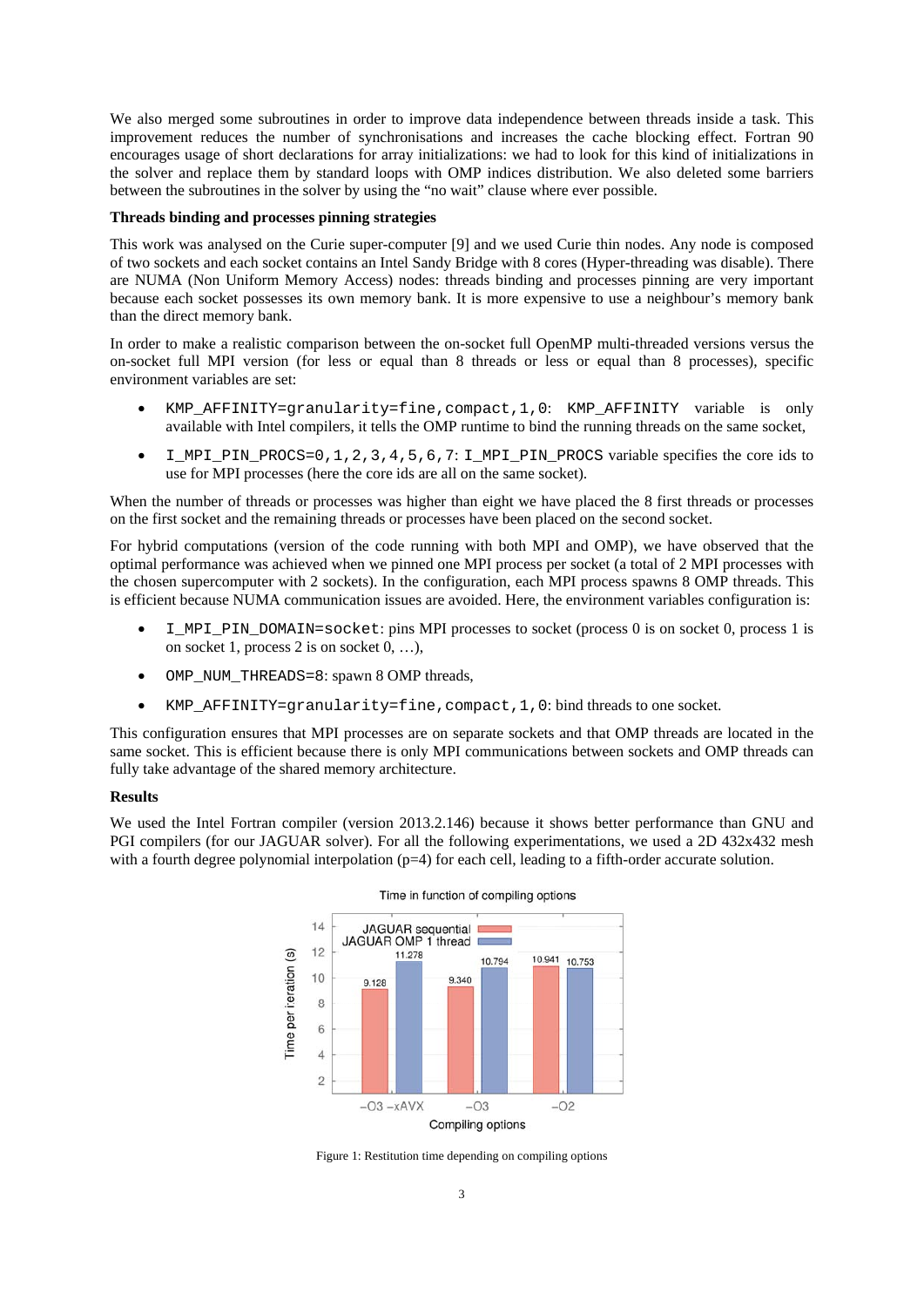We also merged some subroutines in order to improve data independence between threads inside a task. This improvement reduces the number of synchronisations and increases the cache blocking effect. Fortran 90 encourages usage of short declarations for array initializations: we had to look for this kind of initializations in the solver and replace them by standard loops with OMP indices distribution. We also deleted some barriers between the subroutines in the solver by using the "no wait" clause where ever possible.

**Threads binding and processes pinning strategies**

This work was analysed on the Curie super-computer [9] and we used Curie thin nodes. Any node is composed of two sockets and each socket contains an Intel Sandy Bridge with 8 cores (Hyper-threading was disable). There are NUMA (Non Uniform Memory Access) nodes: threads binding and processes pinning are very important because each socket possesses its own memory bank. It is more expensive to use a neighbour's memory bank than the direct memory bank.

In order to make a realistic comparison between the on-socket full OpenMP multi-threaded versions versus the on-socket full MPI version (for less or equal than 8 threads or less or equal than 8 processes), specific environment variables are set:

- `KMP_AFFINITY=granularity=fine,compact,1,0`: `KMP_AFFINITY` variable is only available with Intel compilers, it tells the OMP runtime to bind the running threads on the same socket,
- `I_MPI_PIN_PROCS=0,1,2,3,4,5,6,7`: `I_MPI_PIN_PROCS` variable specifies the core ids to use for MPI processes (here the core ids are all on the same socket).

When the number of threads or processes was higher than eight we have placed the 8 first threads or processes on the first socket and the remaining threads or processes have been placed on the second socket.

For hybrid computations (version of the code running with both MPI and OMP), we have observed that the optimal performance was achieved when we pinned one MPI process per socket (a total of 2 MPI processes with the chosen supercomputer with 2 sockets). In the configuration, each MPI process spawns 8 OMP threads. This is efficient because NUMA communication issues are avoided. Here, the environment variables configuration is:

- `I_MPI_PIN_DOMAIN=socket`: pins MPI processes to socket (process 0 is on socket 0, process 1 is on socket 1, process 2 is on socket 0, …),
- `OMP_NUM_THREADS=8`: spawn 8 OMP threads,
- `KMP_AFFINITY=granularity=fine,compact,1,0`: bind threads to one socket.

This configuration ensures that MPI processes are on separate sockets and that OMP threads are located in the same socket. This is efficient because there is only MPI communications between sockets and OMP threads can fully take advantage of the shared memory architecture.

**Results**

We used the Intel Fortran compiler (version 2013.2.146) because it shows better performance than GNU and PGI compilers (for our JAGUAR solver). For all the following experimentations, we used a 2D 432x432 mesh with a fourth degree polynomial interpolation (p=4) for each cell, leading to a fifth-order accurate solution.

Time in function of compiling options

| Compiling options | JAGUAR sequential | JAGUAR OMP 1 thread |
| --- | --- | --- |
| -O3 -xAVX | 9.128 | 11.278 |
| -O3 | 9.340 | 10.794 |
| -O2 | 10.941 | 10.753 |

Figure 1: Restitution time depending on compiling options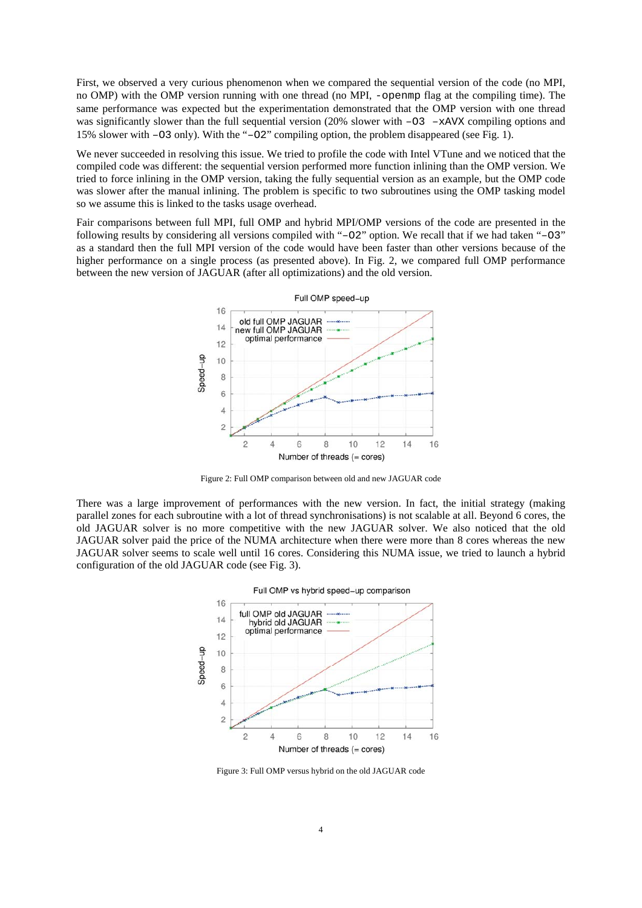First, we observed a very curious phenomenon when we compared the sequential version of the code (no MPI, no OMP) with the OMP version running with one thread (no MPI, `-openmp` flag at the compiling time). The same performance was expected but the experimentation demonstrated that the OMP version with one thread was significantly slower than the full sequential version (20% slower with `–O3 –xAVX` compiling options and 15% slower with `–O3` only). With the "`–O2`" compiling option, the problem disappeared (see Fig. 1).

We never succeeded in resolving this issue. We tried to profile the code with Intel VTune and we noticed that the compiled code was different: the sequential version performed more function inlining than the OMP version. We tried to force inlining in the OMP version, taking the fully sequential version as an example, but the OMP code was slower after the manual inlining. The problem is specific to two subroutines using the OMP tasking model so we assume this is linked to the tasks usage overhead.

Fair comparisons between full MPI, full OMP and hybrid MPI/OMP versions of the code are presented in the following results by considering all versions compiled with "`–O2`" option. We recall that if we had taken "`–O3`" as a standard then the full MPI version of the code would have been faster than other versions because of the higher performance on a single process (as presented above). In Fig. 2, we compared full OMP performance between the new version of JAGUAR (after all optimizations) and the old version.

Figure 2: Full OMP comparison between old and new JAGUAR code

There was a large improvement of performances with the new version. In fact, the initial strategy (making parallel zones for each subroutine with a lot of thread synchronisations) is not scalable at all. Beyond 6 cores, the old JAGUAR solver is no more competitive with the new JAGUAR solver. We also noticed that the old JAGUAR solver paid the price of the NUMA architecture when there were more than 8 cores whereas the new JAGUAR solver seems to scale well until 16 cores. Considering this NUMA issue, we tried to launch a hybrid configuration of the old JAGUAR code (see Fig. 3).

Figure 3: Full OMP versus hybrid on the old JAGUAR code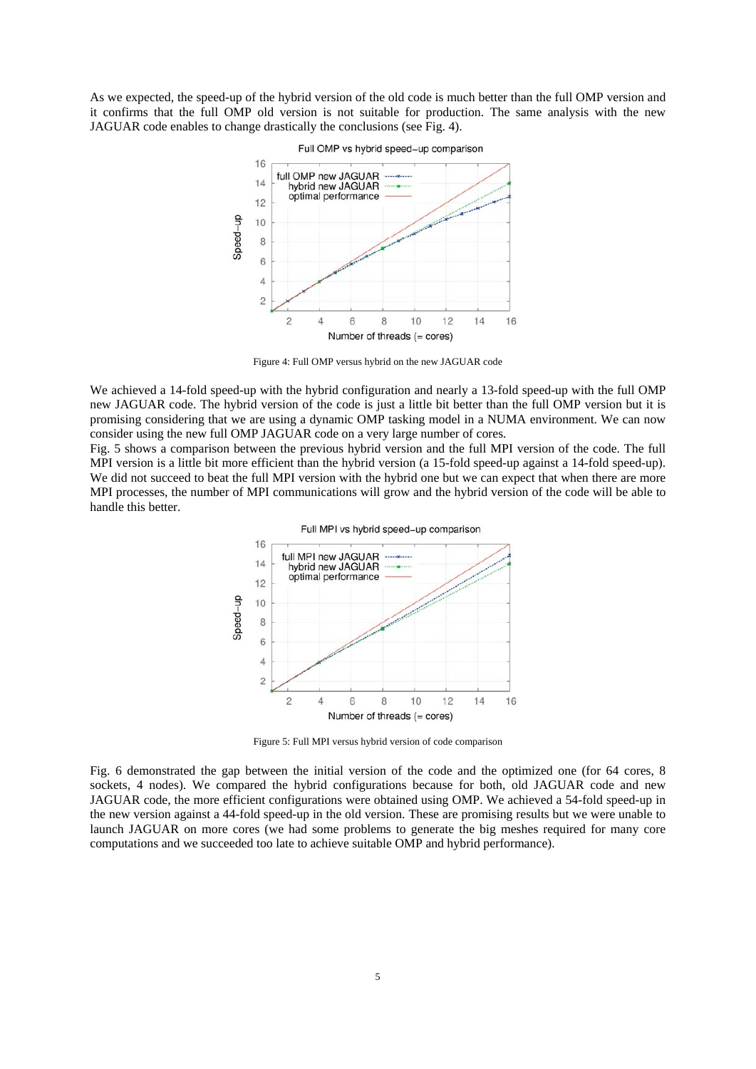As we expected, the speed-up of the hybrid version of the old code is much better than the full OMP version and it confirms that the full OMP old version is not suitable for production. The same analysis with the new JAGUAR code enables to change drastically the conclusions (see Fig. 4).

Figure 4: Full OMP versus hybrid on the new JAGUAR code

We achieved a 14-fold speed-up with the hybrid configuration and nearly a 13-fold speed-up with the full OMP new JAGUAR code. The hybrid version of the code is just a little bit better than the full OMP version but it is promising considering that we are using a dynamic OMP tasking model in a NUMA environment. We can now consider using the new full OMP JAGUAR code on a very large number of cores.

Fig. 5 shows a comparison between the previous hybrid version and the full MPI version of the code. The full MPI version is a little bit more efficient than the hybrid version (a 15-fold speed-up against a 14-fold speed-up). We did not succeed to beat the full MPI version with the hybrid one but we can expect that when there are more MPI processes, the number of MPI communications will grow and the hybrid version of the code will be able to handle this better.

Figure 5: Full MPI versus hybrid version of code comparison

Fig. 6 demonstrated the gap between the initial version of the code and the optimized one (for 64 cores, 8 sockets, 4 nodes). We compared the hybrid configurations because for both, old JAGUAR code and new JAGUAR code, the more efficient configurations were obtained using OMP. We achieved a 54-fold speed-up in the new version against a 44-fold speed-up in the old version. These are promising results but we were unable to launch JAGUAR on more cores (we had some problems to generate the big meshes required for many core computations and we succeeded too late to achieve suitable OMP and hybrid performance).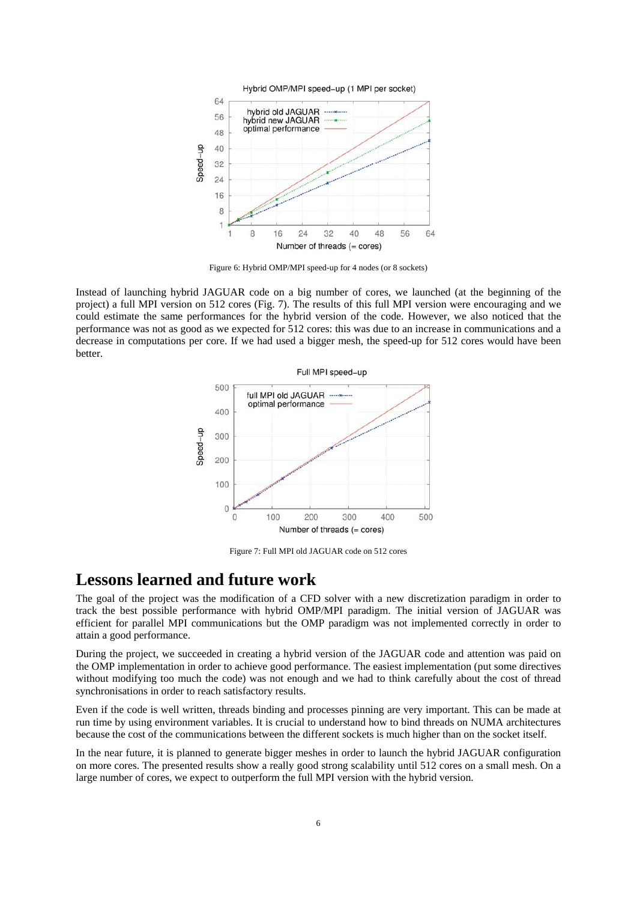Figure 6: Hybrid OMP/MPI speed-up for 4 nodes (or 8 sockets)

Instead of launching hybrid JAGUAR code on a big number of cores, we launched (at the beginning of the project) a full MPI version on 512 cores (Fig. 7). The results of this full MPI version were encouraging and we could estimate the same performances for the hybrid version of the code. However, we also noticed that the performance was not as good as we expected for 512 cores: this was due to an increase in communications and a decrease in computations per core. If we had used a bigger mesh, the speed-up for 512 cores would have been better.

Figure 7: Full MPI old JAGUAR code on 512 cores

# Lessons learned and future work

The goal of the project was the modification of a CFD solver with a new discretization paradigm in order to track the best possible performance with hybrid OMP/MPI paradigm. The initial version of JAGUAR was efficient for parallel MPI communications but the OMP paradigm was not implemented correctly in order to attain a good performance.

During the project, we succeeded in creating a hybrid version of the JAGUAR code and attention was paid on the OMP implementation in order to achieve good performance. The easiest implementation (put some directives without modifying too much the code) was not enough and we had to think carefully about the cost of thread synchronisations in order to reach satisfactory results.

Even if the code is well written, threads binding and processes pinning are very important. This can be made at run time by using environment variables. It is crucial to understand how to bind threads on NUMA architectures because the cost of the communications between the different sockets is much higher than on the socket itself.

In the near future, it is planned to generate bigger meshes in order to launch the hybrid JAGUAR configuration on more cores. The presented results show a really good strong scalability until 512 cores on a small mesh. On a large number of cores, we expect to outperform the full MPI version with the hybrid version.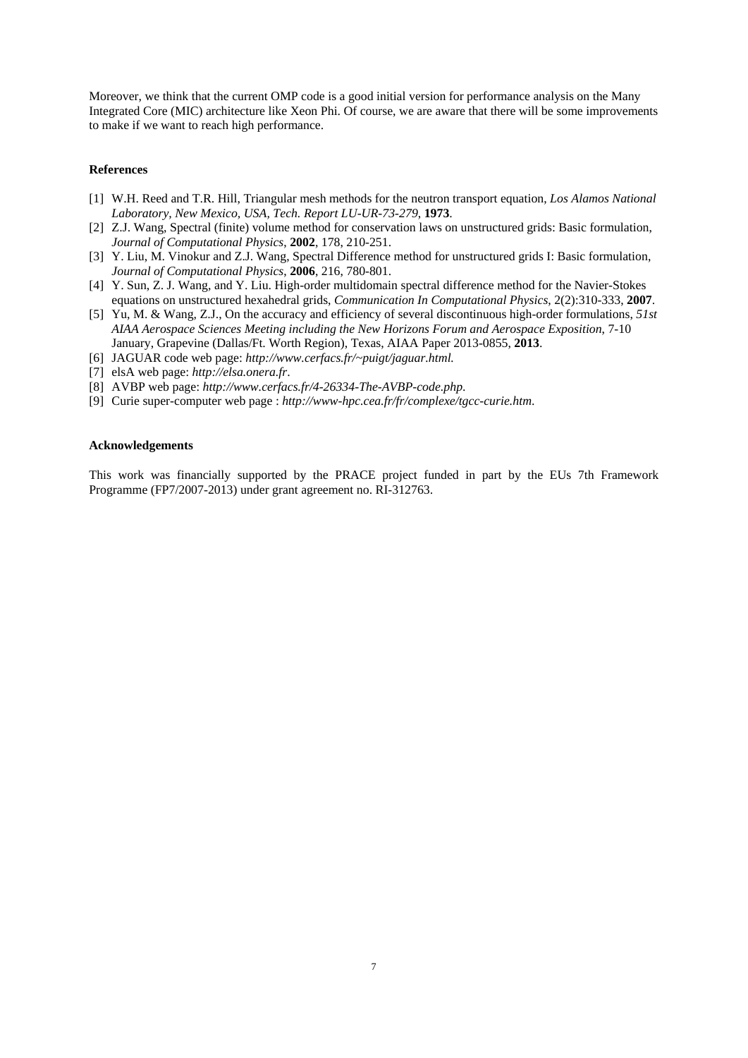Moreover, we think that the current OMP code is a good initial version for performance analysis on the Many Integrated Core (MIC) architecture like Xeon Phi. Of course, we are aware that there will be some improvements to make if we want to reach high performance.

**References**

[1] W.H. Reed and T.R. Hill, Triangular mesh methods for the neutron transport equation, *Los Alamos National Laboratory, New Mexico, USA, Tech. Report LU-UR-73-279*, **1973**.

[2] Z.J. Wang, Spectral (finite) volume method for conservation laws on unstructured grids: Basic formulation, *Journal of Computational Physics*, **2002**, 178, 210-251.

[3] Y. Liu, M. Vinokur and Z.J. Wang, Spectral Difference method for unstructured grids I: Basic formulation, *Journal of Computational Physics*, **2006**, 216, 780-801.

[4] Y. Sun, Z. J. Wang, and Y. Liu. High-order multidomain spectral difference method for the Navier-Stokes equations on unstructured hexahedral grids, *Communication In Computational Physics*, 2(2):310-333, **2007**.

[5] Yu, M. & Wang, Z.J., On the accuracy and efficiency of several discontinuous high-order formulations, *51st AIAA Aerospace Sciences Meeting including the New Horizons Forum and Aerospace Exposition*, 7-10 January, Grapevine (Dallas/Ft. Worth Region), Texas, AIAA Paper 2013-0855, **2013**.

[6] JAGUAR code web page: *http://www.cerfacs.fr/~puigt/jaguar.html.*

[7] elsA web page: *http://elsa.onera.fr*.

[8] AVBP web page: *http://www.cerfacs.fr/4-26334-The-AVBP-code.php*.

[9] Curie super-computer web page : *http://www-hpc.cea.fr/fr/complexe/tgcc-curie.htm*.

**Acknowledgements**

This work was financially supported by the PRACE project funded in part by the EUs 7th Framework Programme (FP7/2007-2013) under grant agreement no. RI-312763.